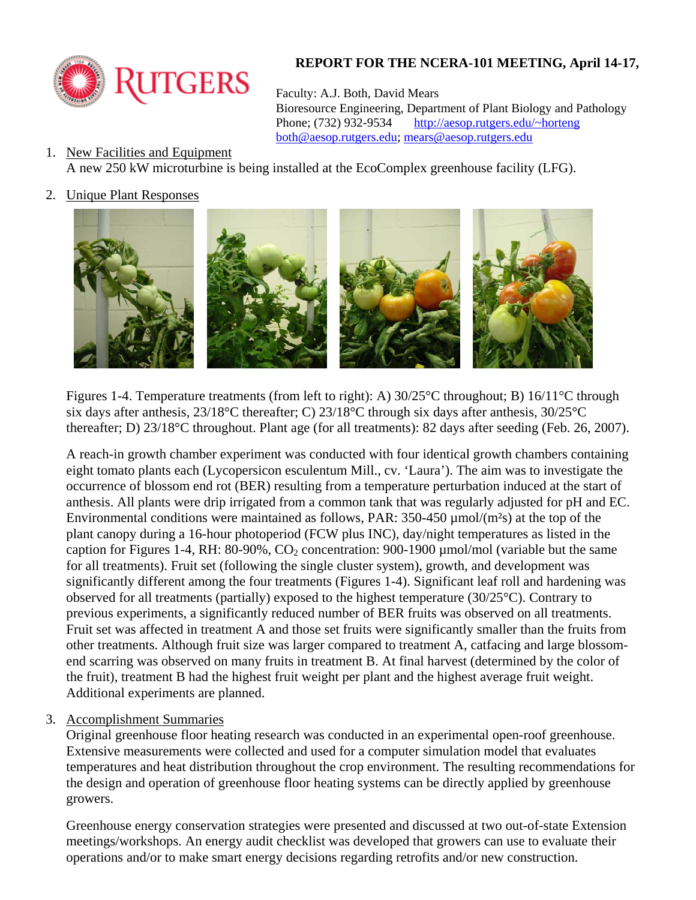# REPORT FOR THE NCERA-101 MEETING, April 14-17,

Faculty: A.J. Both, David Mears
Bioresource Engineering, Department of Plant Biology and Pathology
Phone; (732) 932-9534 http://aesop.rutgers.edu/~horteng
both@aesop.rutgers.edu; mears@aesop.rutgers.edu

1. New Facilities and Equipment
   A new 250 kW microturbine is being installed at the EcoComplex greenhouse facility (LFG).

2. Unique Plant Responses

   Figures 1-4. Temperature treatments (from left to right): A) 30/25°C throughout; B) 16/11°C through six days after anthesis, 23/18°C thereafter; C) 23/18°C through six days after anthesis, 30/25°C thereafter; D) 23/18°C throughout. Plant age (for all treatments): 82 days after seeding (Feb. 26, 2007).

   A reach-in growth chamber experiment was conducted with four identical growth chambers containing eight tomato plants each (Lycopersicon esculentum Mill., cv. 'Laura'). The aim was to investigate the occurrence of blossom end rot (BER) resulting from a temperature perturbation induced at the start of anthesis. All plants were drip irrigated from a common tank that was regularly adjusted for pH and EC. Environmental conditions were maintained as follows, PAR: 350-450 µmol/(m²s) at the top of the plant canopy during a 16-hour photoperiod (FCW plus INC), day/night temperatures as listed in the caption for Figures 1-4, RH: 80-90%, $CO_2$ concentration: 900-1900 µmol/mol (variable but the same for all treatments). Fruit set (following the single cluster system), growth, and development was significantly different among the four treatments (Figures 1-4). Significant leaf roll and hardening was observed for all treatments (partially) exposed to the highest temperature (30/25°C). Contrary to previous experiments, a significantly reduced number of BER fruits was observed on all treatments. Fruit set was affected in treatment A and those set fruits were significantly smaller than the fruits from other treatments. Although fruit size was larger compared to treatment A, catfacing and large blossom-end scarring was observed on many fruits in treatment B. At final harvest (determined by the color of the fruit), treatment B had the highest fruit weight per plant and the highest average fruit weight. Additional experiments are planned.

3. Accomplishment Summaries
   Original greenhouse floor heating research was conducted in an experimental open-roof greenhouse. Extensive measurements were collected and used for a computer simulation model that evaluates temperatures and heat distribution throughout the crop environment. The resulting recommendations for the design and operation of greenhouse floor heating systems can be directly applied by greenhouse growers.

   Greenhouse energy conservation strategies were presented and discussed at two out-of-state Extension meetings/workshops. An energy audit checklist was developed that growers can use to evaluate their operations and/or to make smart energy decisions regarding retrofits and/or new construction.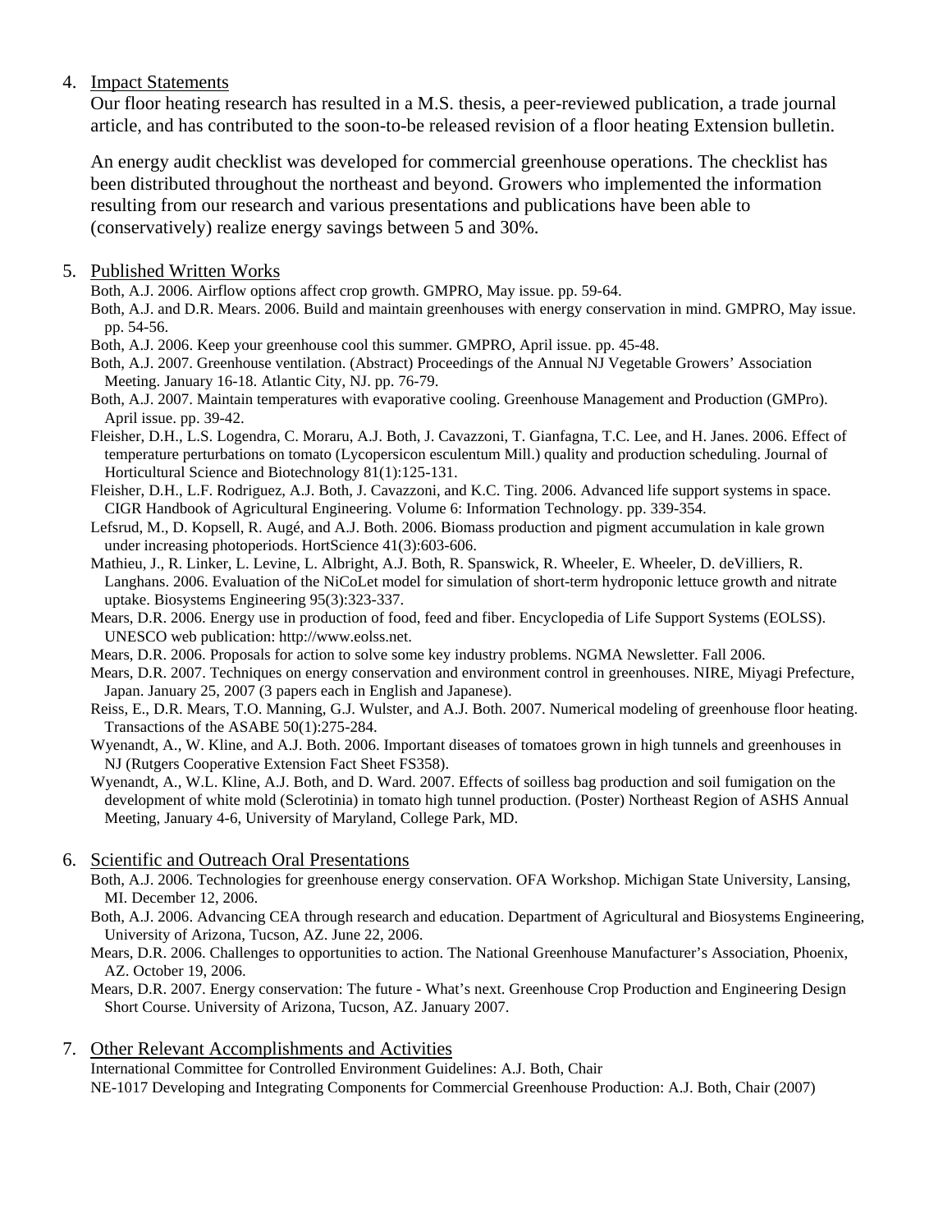4. Impact Statements

Our floor heating research has resulted in a M.S. thesis, a peer-reviewed publication, a trade journal article, and has contributed to the soon-to-be released revision of a floor heating Extension bulletin.

An energy audit checklist was developed for commercial greenhouse operations. The checklist has been distributed throughout the northeast and beyond. Growers who implemented the information resulting from our research and various presentations and publications have been able to (conservatively) realize energy savings between 5 and 30%.

5. Published Written Works

Both, A.J. 2006. Airflow options affect crop growth. GMPRO, May issue. pp. 59-64.

Both, A.J. and D.R. Mears. 2006. Build and maintain greenhouses with energy conservation in mind. GMPRO, May issue. pp. 54-56.

Both, A.J. 2006. Keep your greenhouse cool this summer. GMPRO, April issue. pp. 45-48.

Both, A.J. 2007. Greenhouse ventilation. (Abstract) Proceedings of the Annual NJ Vegetable Growers' Association Meeting. January 16-18. Atlantic City, NJ. pp. 76-79.

Both, A.J. 2007. Maintain temperatures with evaporative cooling. Greenhouse Management and Production (GMPro). April issue. pp. 39-42.

Fleisher, D.H., L.S. Logendra, C. Moraru, A.J. Both, J. Cavazzoni, T. Gianfagna, T.C. Lee, and H. Janes. 2006. Effect of temperature perturbations on tomato (Lycopersicon esculentum Mill.) quality and production scheduling. Journal of Horticultural Science and Biotechnology 81(1):125-131.

Fleisher, D.H., L.F. Rodriguez, A.J. Both, J. Cavazzoni, and K.C. Ting. 2006. Advanced life support systems in space. CIGR Handbook of Agricultural Engineering. Volume 6: Information Technology. pp. 339-354.

Lefsrud, M., D. Kopsell, R. Augé, and A.J. Both. 2006. Biomass production and pigment accumulation in kale grown under increasing photoperiods. HortScience 41(3):603-606.

Mathieu, J., R. Linker, L. Levine, L. Albright, A.J. Both, R. Spanswick, R. Wheeler, E. Wheeler, D. deVilliers, R. Langhans. 2006. Evaluation of the NiCoLet model for simulation of short-term hydroponic lettuce growth and nitrate uptake. Biosystems Engineering 95(3):323-337.

Mears, D.R. 2006. Energy use in production of food, feed and fiber. Encyclopedia of Life Support Systems (EOLSS). UNESCO web publication: http://www.eolss.net.

Mears, D.R. 2006. Proposals for action to solve some key industry problems. NGMA Newsletter. Fall 2006.

Mears, D.R. 2007. Techniques on energy conservation and environment control in greenhouses. NIRE, Miyagi Prefecture, Japan. January 25, 2007 (3 papers each in English and Japanese).

Reiss, E., D.R. Mears, T.O. Manning, G.J. Wulster, and A.J. Both. 2007. Numerical modeling of greenhouse floor heating. Transactions of the ASABE 50(1):275-284.

Wyenandt, A., W. Kline, and A.J. Both. 2006. Important diseases of tomatoes grown in high tunnels and greenhouses in NJ (Rutgers Cooperative Extension Fact Sheet FS358).

Wyenandt, A., W.L. Kline, A.J. Both, and D. Ward. 2007. Effects of soilless bag production and soil fumigation on the development of white mold (Sclerotinia) in tomato high tunnel production. (Poster) Northeast Region of ASHS Annual Meeting, January 4-6, University of Maryland, College Park, MD.

6. Scientific and Outreach Oral Presentations

Both, A.J. 2006. Technologies for greenhouse energy conservation. OFA Workshop. Michigan State University, Lansing, MI. December 12, 2006.

Both, A.J. 2006. Advancing CEA through research and education. Department of Agricultural and Biosystems Engineering, University of Arizona, Tucson, AZ. June 22, 2006.

Mears, D.R. 2006. Challenges to opportunities to action. The National Greenhouse Manufacturer's Association, Phoenix, AZ. October 19, 2006.

Mears, D.R. 2007. Energy conservation: The future - What's next. Greenhouse Crop Production and Engineering Design Short Course. University of Arizona, Tucson, AZ. January 2007.

7. Other Relevant Accomplishments and Activities

International Committee for Controlled Environment Guidelines: A.J. Both, Chair

NE-1017 Developing and Integrating Components for Commercial Greenhouse Production: A.J. Both, Chair (2007)